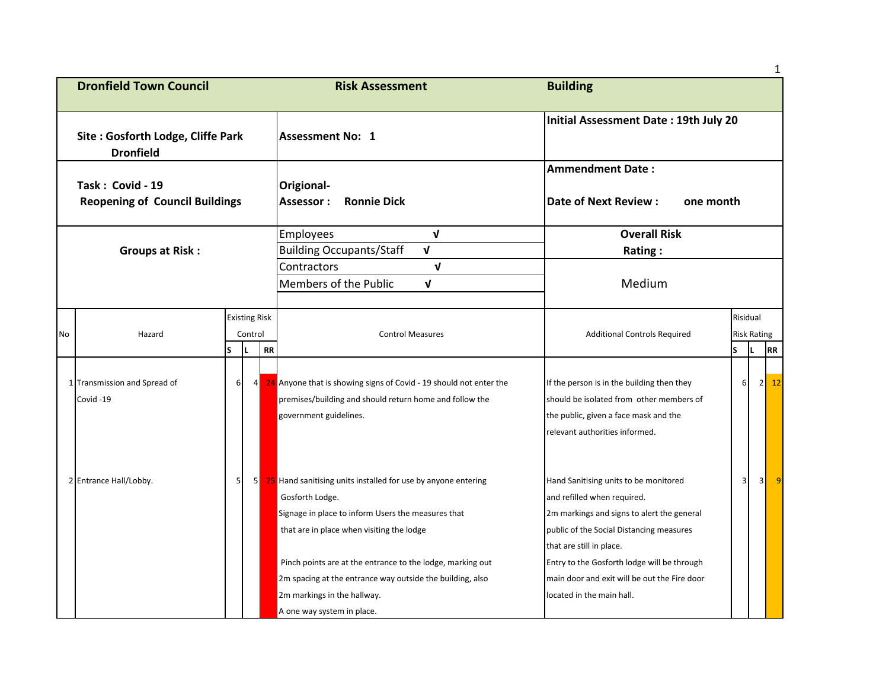| Dronfield Town Council | Risk Assessment | Building |
|---|---|---|
| Site : Gosforth Lodge, Cliffe Park Dronfield | Assessment No: 1 | Initial Assessment Date : 19th July 20 |
| Task : Covid - 19 Reopening of Council Buildings | Origional- Assessor : Ronnie Dick | Ammendment Date : Date of Next Review : one month |
| Groups at Risk : | Employees √ | Overall Risk Rating : |
| | Building Occupants/Staff √ | |
| | Contractors √ | Medium |
| | Members of the Public √ | |

| No | Hazard | Existing Risk Control | | | Control Measures | Additional Controls Required | Risidual Risk Rating | | |
|---|---|---|---|---|---|---|---|---|---|
| | | S | L | RR | | | S | L | RR |
| 1 | Transmission and Spread of Covid -19 | 6 | 4 | 24 | Anyone that is showing signs of Covid - 19 should not enter the premises/building and should return home and follow the government guidelines. | If the person is in the building then they should be isolated from other members of the public, given a face mask and the relevant authorities informed. | 6 | 2 | 12 |
| 2 | Entrance Hall/Lobby. | 5 | 5 | 25 | Hand sanitising units installed for use by anyone entering Gosforth Lodge.<br>Signage in place to inform Users the measures that that are in place when visiting the lodge<br><br>Pinch points are at the entrance to the lodge, marking out 2m spacing at the entrance way outside the building, also 2m markings in the hallway.<br>A one way system in place. | Hand Sanitising units to be monitored and refilled when required.<br>2m markings and signs to alert the general public of the Social Distancing measures that are still in place.<br>Entry to the Gosforth lodge will be through main door and exit will be out the Fire door located in the main hall. | 3 | 3 | 9 |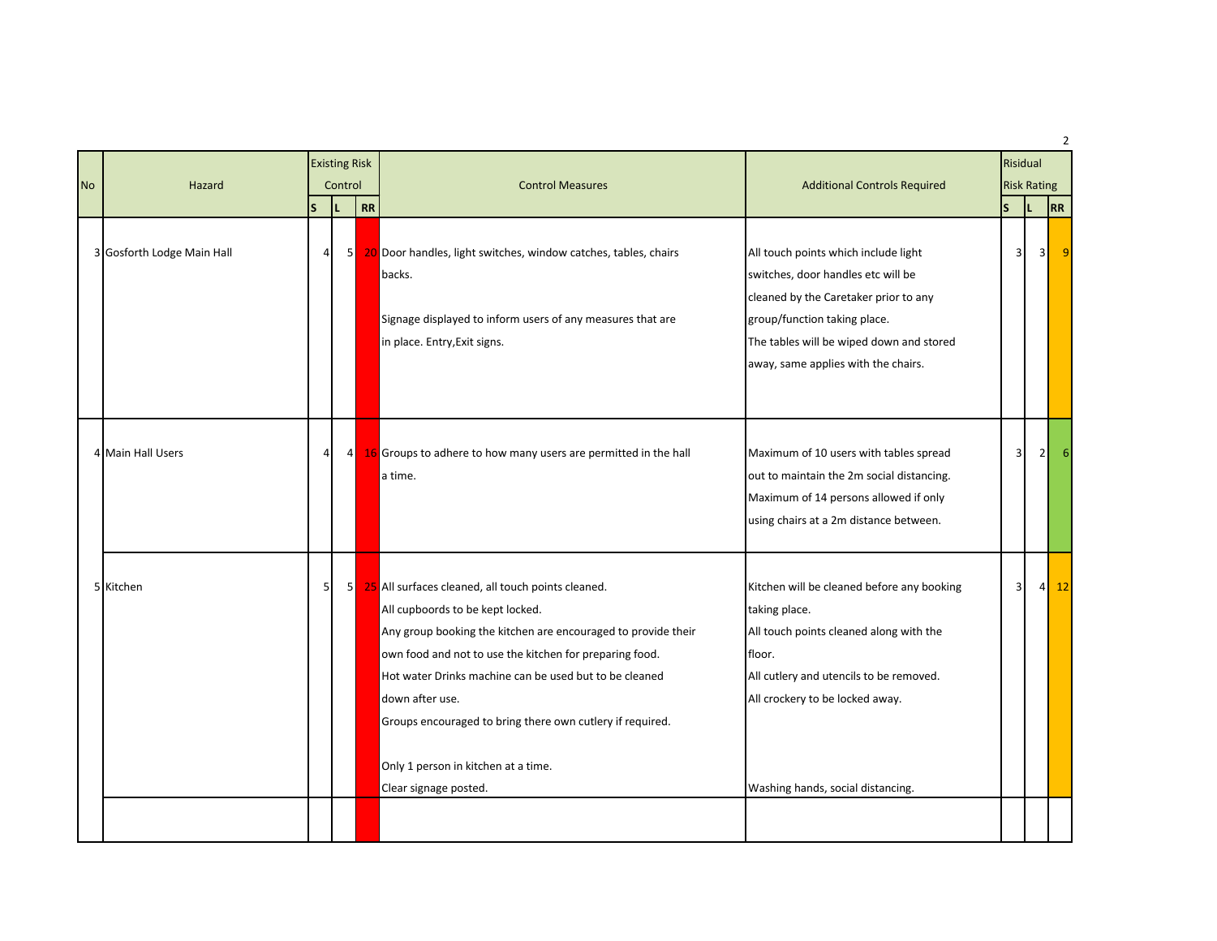| No | Hazard | Existing Risk Control | | | Control Measures | Additional Controls Required | Risidual Risk Rating | | |
|---|---|---|---|---|---|---|---|---|---|
| | | S | L | RR | | | S | L | RR |
| 3 | Gosforth Lodge Main Hall | 4 | 5 | 20 | Door handles, light switches, window catches, tables, chairs backs.<br><br>Signage displayed to inform users of any measures that are in place. Entry,Exit signs. | All touch points which include light switches, door handles etc will be cleaned by the Caretaker prior to any group/function taking place.<br>The tables will be wiped down and stored away, same applies with the chairs. | 3 | 3 | 9 |
| 4 | Main Hall Users | 4 | 4 | 16 | Groups to adhere to how many users are permitted in the hall a time. | Maximum of 10 users with tables spread out to maintain the 2m social distancing.<br>Maximum of 14 persons allowed if only using chairs at a 2m distance between. | 3 | 2 | 6 |
| 5 | Kitchen | 5 | 5 | 25 | All surfaces cleaned, all touch points cleaned.<br>All cupboords to be kept locked.<br>Any group booking the kitchen are encouraged to provide their own food and not to use the kitchen for preparing food.<br>Hot water Drinks machine can be used but to be cleaned down after use.<br>Groups encouraged to bring there own cutlery if required.<br><br>Only 1 person in kitchen at a time.<br>Clear signage posted. | Kitchen will be cleaned before any booking taking place.<br>All touch points cleaned along with the floor.<br>All cutlery and utencils to be removed.<br>All crockery to be locked away.<br><br>Washing hands, social distancing. | 3 | 4 | 12 |
| | | | | | | | | | |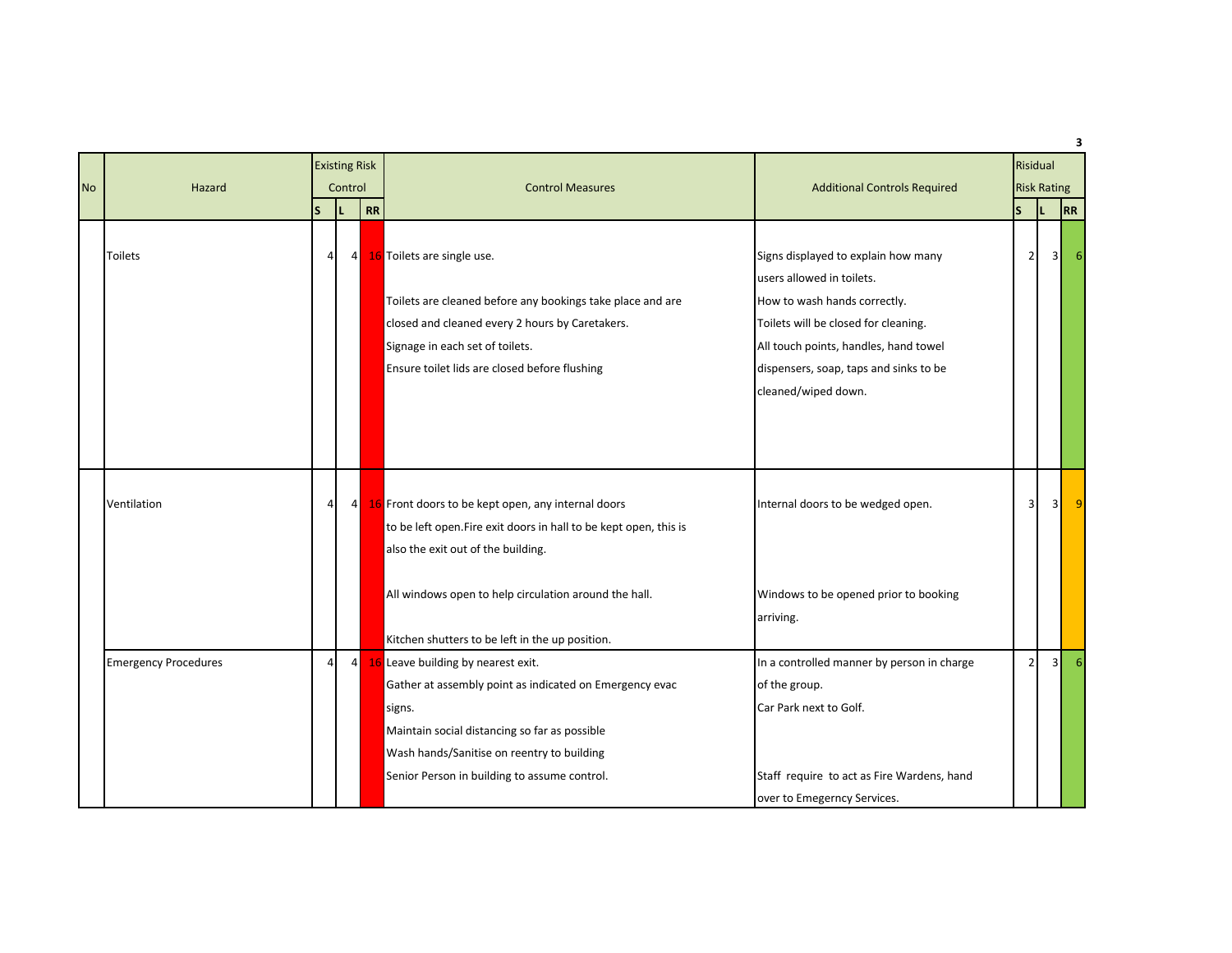| No | Hazard | Existing Risk Control | | | Control Measures | Additional Controls Required | Risidual Risk Rating | | |
|---|---|---|---|---|---|---|---|---|---|
| | | S | L | RR | | | S | L | RR |
| | Toilets | 4 | 4 | 16 | Toilets are single use.<br><br>Toilets are cleaned before any bookings take place and are closed and cleaned every 2 hours by Caretakers.<br>Signage in each set of toilets.<br>Ensure toilet lids are closed before flushing | Signs displayed to explain how many users allowed in toilets.<br>How to wash hands correctly.<br>Toilets will be closed for cleaning.<br>All touch points, handles, hand towel dispensers, soap, taps and sinks to be cleaned/wiped down. | 2 | 3 | 6 |
| | Ventilation | 4 | 4 | 16 | Front doors to be kept open, any internal doors to be left open.Fire exit doors in hall to be kept open, this is also the exit out of the building.<br><br>All windows open to help circulation around the hall.<br><br>Kitchen shutters to be left in the up position. | Internal doors to be wedged open.<br><br>Windows to be opened prior to booking arriving. | 3 | 3 | 9 |
| | Emergency Procedures | 4 | 4 | 16 | Leave building by nearest exit.<br>Gather at assembly point as indicated on Emergency evac signs.<br>Maintain social distancing so far as possible<br>Wash hands/Sanitise on reentry to building<br>Senior Person in building to assume control. | In a controlled manner by person in charge of the group.<br>Car Park next to Golf.<br><br>Staff require to act as Fire Wardens, hand over to Emegerncy Services. | 2 | 3 | 6 |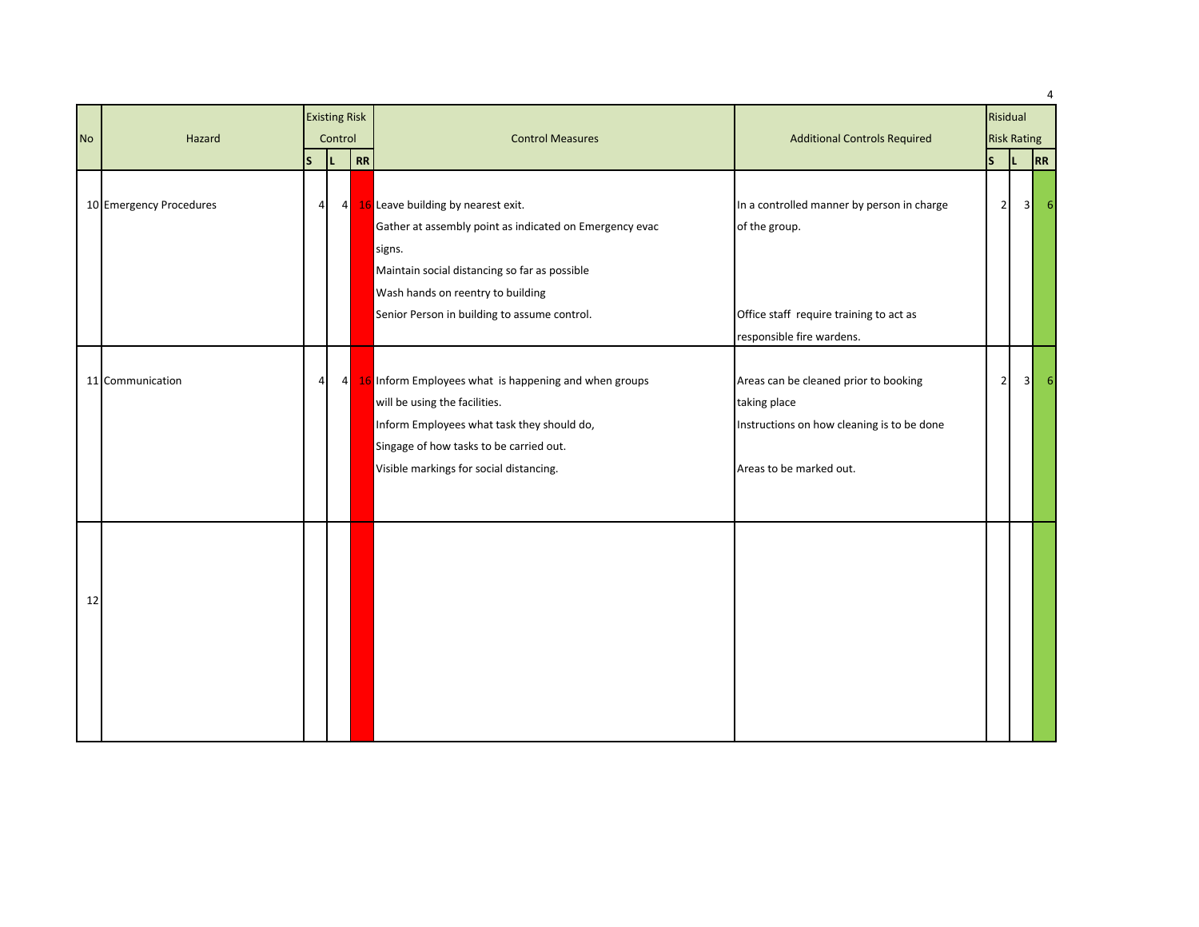| No | Hazard | Existing Risk Control | | | Control Measures | Additional Controls Required | Risidual Risk Rating | | |
|---|---|---|---|---|---|---|---|---|---|
| | | S | L | RR | | | S | L | RR |
| 10 | Emergency Procedures | 4 | 4 | 16 | Leave building by nearest exit.<br>Gather at assembly point as indicated on Emergency evac signs.<br>Maintain social distancing so far as possible<br>Wash hands on reentry to building<br>Senior Person in building to assume control. | In a controlled manner by person in charge of the group.<br><br>Office staff require training to act as responsible fire wardens. | 2 | 3 | 6 |
| 11 | Communication | 4 | 4 | 16 | Inform Employees what is happening and when groups will be using the facilities.<br>Inform Employees what task they should do,<br>Singage of how tasks to be carried out.<br>Visible markings for social distancing. | Areas can be cleaned prior to booking taking place<br>Instructions on how cleaning is to be done<br><br>Areas to be marked out. | 2 | 3 | 6 |
| 12 | | | | | | | | | |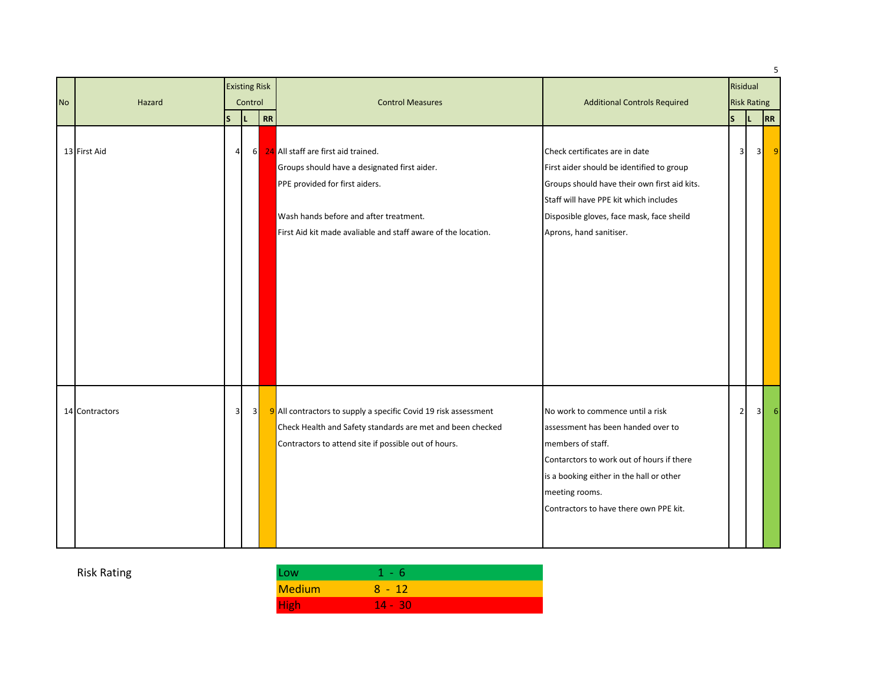| No | Hazard | Existing Risk Control | | | Control Measures | Additional Controls Required | Risidual Risk Rating | | |
|---|---|---|---|---|---|---|---|---|---|
| | | S | L | RR | | | S | L | RR |
| 13 | First Aid | 4 | 6 | 24 | All staff are first aid trained.<br>Groups should have a designated first aider.<br>PPE provided for first aiders.<br><br>Wash hands before and after treatment.<br>First Aid kit made avaliable and staff aware of the location. | Check certificates are in date<br>First aider should be identified to group<br>Groups should have their own first aid kits.<br>Staff will have PPE kit which includes<br>Disposible gloves, face mask, face sheild<br>Aprons, hand sanitiser. | 3 | 3 | 9 |
| 14 | Contractors | 3 | 3 | 9 | All contractors to supply a specific Covid 19 risk assessment<br>Check Health and Safety standards are met and been checked<br>Contractors to attend site if possible out of hours. | No work to commence until a risk assessment has been handed over to members of staff.<br>Contarctors to work out of hours if there is a booking either in the hall or other meeting rooms.<br>Contractors to have there own PPE kit. | 2 | 3 | 6 |

Risk Rating

| | |
|---|---|
| Low | 1 - 6 |
| Medium | 8 - 12 |
| High | 14 - 30 |